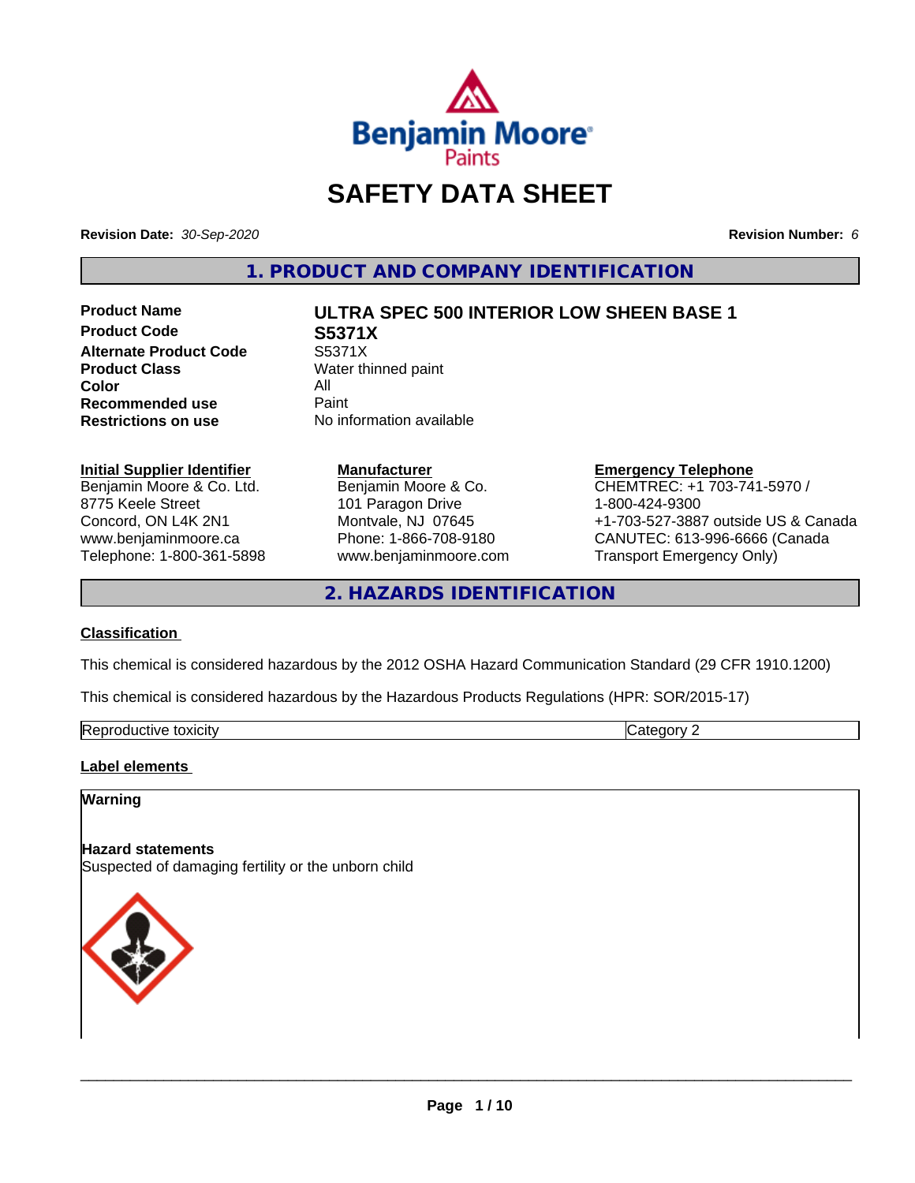# SAFETY DATA SHEET

**Revision Date:** *30-Sep-2020*

**Revision Number:** *6*

## 1. PRODUCT AND COMPANY IDENTIFICATION

| | |
|---|---|
| **Product Name** | **ULTRA SPEC 500 INTERIOR LOW SHEEN BASE 1** |
| **Product Code** | **S5371X** |
| **Alternate Product Code** | S5371X |
| **Product Class** | Water thinned paint |
| **Color** | All |
| **Recommended use** | Paint |
| **Restrictions on use** | No information available |

**Initial Supplier Identifier**
Benjamin Moore & Co. Ltd.
8775 Keele Street
Concord, ON L4K 2N1
www.benjaminmoore.ca
Telephone: 1-800-361-5898

**Manufacturer**
Benjamin Moore & Co.
101 Paragon Drive
Montvale, NJ 07645
Phone: 1-866-708-9180
www.benjaminmoore.com

**Emergency Telephone**
CHEMTREC: +1 703-741-5970 /
1-800-424-9300
+1-703-527-3887 outside US & Canada
CANUTEC: 613-996-6666 (Canada Transport Emergency Only)

## 2. HAZARDS IDENTIFICATION

### Classification

This chemical is considered hazardous by the 2012 OSHA Hazard Communication Standard (29 CFR 1910.1200)

This chemical is considered hazardous by the Hazardous Products Regulations (HPR: SOR/2015-17)

| | |
|---|---|
| Reproductive toxicity | Category 2 |

### Label elements

**Warning**

**Hazard statements**
Suspected of damaging fertility or the unborn child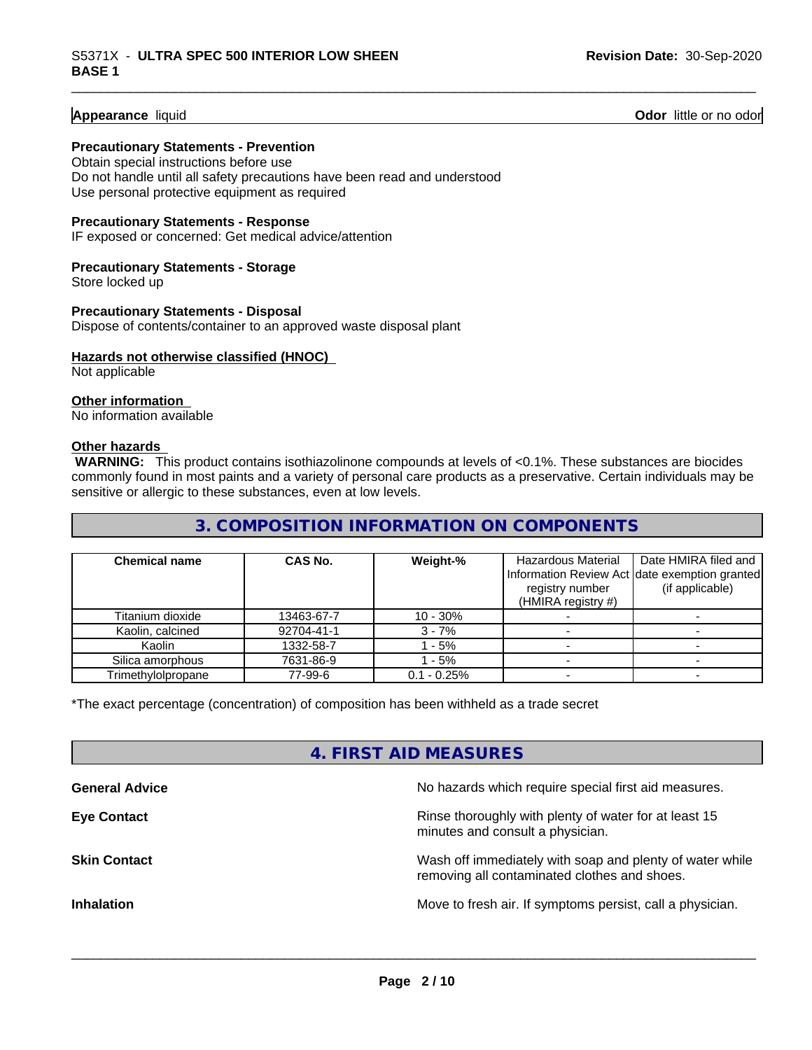**Appearance** liquid **Odor** little or no odor

**Precautionary Statements - Prevention**

Obtain special instructions before use
Do not handle until all safety precautions have been read and understood
Use personal protective equipment as required

**Precautionary Statements - Response**

IF exposed or concerned: Get medical advice/attention

**Precautionary Statements - Storage**

Store locked up

**Precautionary Statements - Disposal**

Dispose of contents/container to an approved waste disposal plant

**Hazards not otherwise classified (HNOC)**

Not applicable

**Other information**

No information available

**Other hazards**

**WARNING:** This product contains isothiazolinone compounds at levels of <0.1%. These substances are biocides commonly found in most paints and a variety of personal care products as a preservative. Certain individuals may be sensitive or allergic to these substances, even at low levels.

## 3. COMPOSITION INFORMATION ON COMPONENTS

| Chemical name | CAS No. | Weight-% | Hazardous Material Information Review Act registry number (HMIRA registry #) | Date HMIRA filed and date exemption granted (if applicable) |
|---|---|---|---|---|
| Titanium dioxide | 13463-67-7 | 10 - 30% | - | - |
| Kaolin, calcined | 92704-41-1 | 3 - 7% | - | - |
| Kaolin | 1332-58-7 | 1 - 5% | - | - |
| Silica amorphous | 7631-86-9 | 1 - 5% | - | - |
| Trimethylolpropane | 77-99-6 | 0.1 - 0.25% | - | - |

*The exact percentage (concentration) of composition has been withheld as a trade secret

## 4. FIRST AID MEASURES

**General Advice** No hazards which require special first aid measures.

**Eye Contact** Rinse thoroughly with plenty of water for at least 15 minutes and consult a physician.

**Skin Contact** Wash off immediately with soap and plenty of water while removing all contaminated clothes and shoes.

**Inhalation** Move to fresh air. If symptoms persist, call a physician.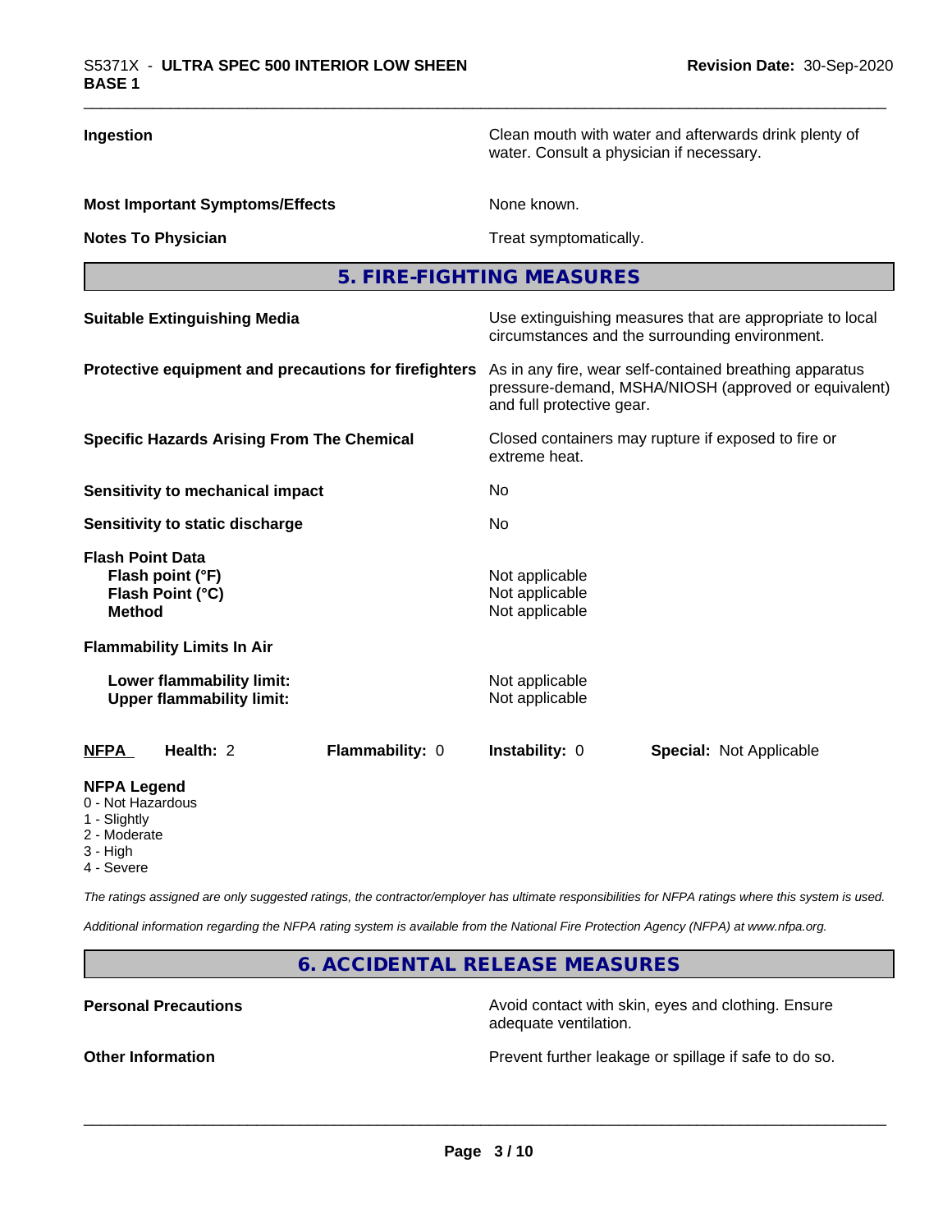| | |
|---|---|
| **Ingestion** | Clean mouth with water and afterwards drink plenty of water. Consult a physician if necessary. |
| **Most Important Symptoms/Effects** | None known. |
| **Notes To Physician** | Treat symptomatically. |

## 5. FIRE-FIGHTING MEASURES

| | |
|---|---|
| **Suitable Extinguishing Media** | Use extinguishing measures that are appropriate to local circumstances and the surrounding environment. |
| **Protective equipment and precautions for firefighters** | As in any fire, wear self-contained breathing apparatus pressure-demand, MSHA/NIOSH (approved or equivalent) and full protective gear. |
| **Specific Hazards Arising From The Chemical** | Closed containers may rupture if exposed to fire or extreme heat. |
| **Sensitivity to mechanical impact** | No |
| **Sensitivity to static discharge** | No |

**Flash Point Data**

| | |
|---|---|
| **Flash point (°F)** | Not applicable |
| **Flash Point (°C)** | Not applicable |
| **Method** | Not applicable |

**Flammability Limits In Air**

| | |
|---|---|
| **Lower flammability limit:** | Not applicable |
| **Upper flammability limit:** | Not applicable |

| **NFPA** | **Health:** 2 | **Flammability:** 0 | **Instability:** 0 | **Special:** Not Applicable |
|---|---|---|---|---|

**NFPA Legend**
- 0 - Not Hazardous
- 1 - Slightly
- 2 - Moderate
- 3 - High
- 4 - Severe

*The ratings assigned are only suggested ratings, the contractor/employer has ultimate responsibilities for NFPA ratings where this system is used.*

*Additional information regarding the NFPA rating system is available from the National Fire Protection Agency (NFPA) at www.nfpa.org.*

## 6. ACCIDENTAL RELEASE MEASURES

| | |
|---|---|
| **Personal Precautions** | Avoid contact with skin, eyes and clothing. Ensure adequate ventilation. |
| **Other Information** | Prevent further leakage or spillage if safe to do so. |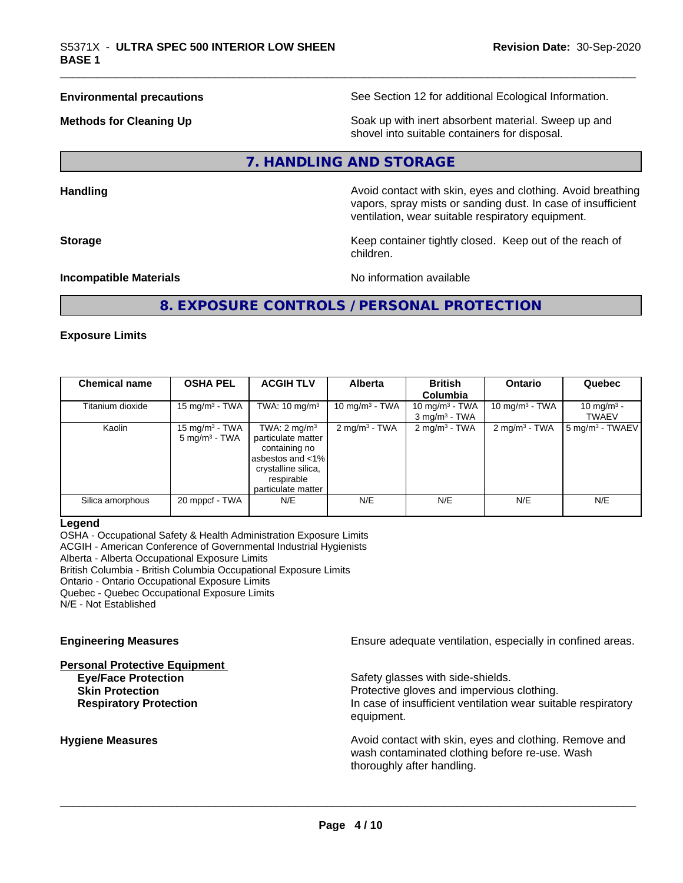**Environmental precautions** See Section 12 for additional Ecological Information.

**Methods for Cleaning Up** Soak up with inert absorbent material. Sweep up and shovel into suitable containers for disposal.

## 7. HANDLING AND STORAGE

**Handling** Avoid contact with skin, eyes and clothing. Avoid breathing vapors, spray mists or sanding dust. In case of insufficient ventilation, wear suitable respiratory equipment.

**Storage** Keep container tightly closed. Keep out of the reach of children.

**Incompatible Materials** No information available

## 8. EXPOSURE CONTROLS / PERSONAL PROTECTION

**Exposure Limits**

| Chemical name | OSHA PEL | ACGIH TLV | Alberta | British Columbia | Ontario | Quebec |
|---|---|---|---|---|---|---|
| Titanium dioxide | 15 mg/m³ - TWA | TWA: 10 mg/m³ | 10 mg/m³ - TWA | 10 mg/m³ - TWA<br>3 mg/m³ - TWA | 10 mg/m³ - TWA | 10 mg/m³ - TWAEV |
| Kaolin | 15 mg/m³ - TWA<br>5 mg/m³ - TWA | TWA: 2 mg/m³ particulate matter containing no asbestos and <1% crystalline silica, respirable particulate matter | 2 mg/m³ - TWA | 2 mg/m³ - TWA | 2 mg/m³ - TWA | 5 mg/m³ - TWAEV |
| Silica amorphous | 20 mppcf - TWA | N/E | N/E | N/E | N/E | N/E |

**Legend**
OSHA - Occupational Safety & Health Administration Exposure Limits
ACGIH - American Conference of Governmental Industrial Hygienists
Alberta - Alberta Occupational Exposure Limits
British Columbia - British Columbia Occupational Exposure Limits
Ontario - Ontario Occupational Exposure Limits
Quebec - Quebec Occupational Exposure Limits
N/E - Not Established

**Engineering Measures** Ensure adequate ventilation, especially in confined areas.

**Personal Protective Equipment**

- **Eye/Face Protection** Safety glasses with side-shields.
- **Skin Protection** Protective gloves and impervious clothing.
- **Respiratory Protection** In case of insufficient ventilation wear suitable respiratory equipment.

**Hygiene Measures** Avoid contact with skin, eyes and clothing. Remove and wash contaminated clothing before re-use. Wash thoroughly after handling.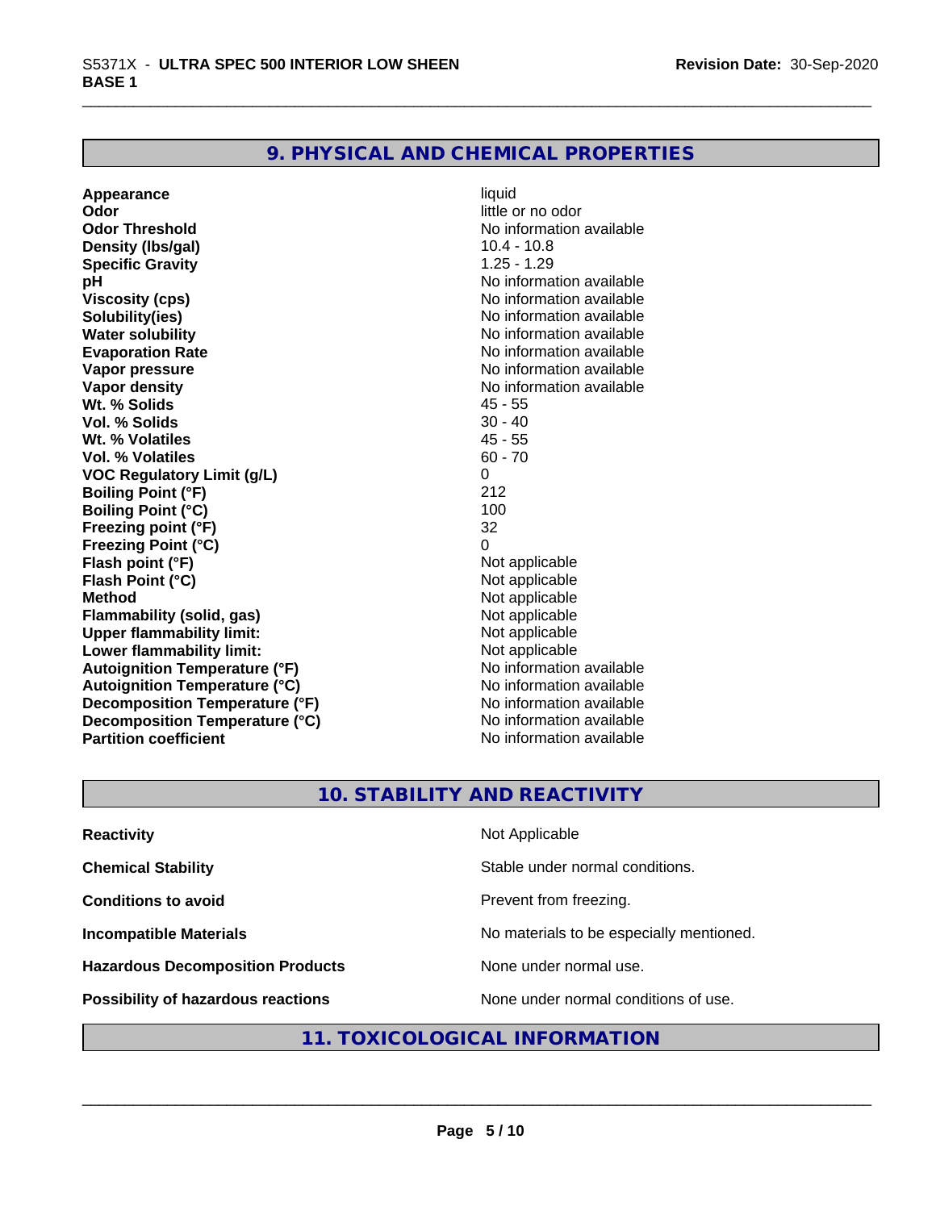## 9. PHYSICAL AND CHEMICAL PROPERTIES

| | |
|---|---|
| **Appearance** | liquid |
| **Odor** | little or no odor |
| **Odor Threshold** | No information available |
| **Density (lbs/gal)** | 10.4 - 10.8 |
| **Specific Gravity** | 1.25 - 1.29 |
| **pH** | No information available |
| **Viscosity (cps)** | No information available |
| **Solubility(ies)** | No information available |
| **Water solubility** | No information available |
| **Evaporation Rate** | No information available |
| **Vapor pressure** | No information available |
| **Vapor density** | No information available |
| **Wt. % Solids** | 45 - 55 |
| **Vol. % Solids** | 30 - 40 |
| **Wt. % Volatiles** | 45 - 55 |
| **Vol. % Volatiles** | 60 - 70 |
| **VOC Regulatory Limit (g/L)** | 0 |
| **Boiling Point (°F)** | 212 |
| **Boiling Point (°C)** | 100 |
| **Freezing point (°F)** | 32 |
| **Freezing Point (°C)** | 0 |
| **Flash point (°F)** | Not applicable |
| **Flash Point (°C)** | Not applicable |
| **Method** | Not applicable |
| **Flammability (solid, gas)** | Not applicable |
| **Upper flammability limit:** | Not applicable |
| **Lower flammability limit:** | Not applicable |
| **Autoignition Temperature (°F)** | No information available |
| **Autoignition Temperature (°C)** | No information available |
| **Decomposition Temperature (°F)** | No information available |
| **Decomposition Temperature (°C)** | No information available |
| **Partition coefficient** | No information available |

## 10. STABILITY AND REACTIVITY

| | |
|---|---|
| **Reactivity** | Not Applicable |
| **Chemical Stability** | Stable under normal conditions. |
| **Conditions to avoid** | Prevent from freezing. |
| **Incompatible Materials** | No materials to be especially mentioned. |
| **Hazardous Decomposition Products** | None under normal use. |
| **Possibility of hazardous reactions** | None under normal conditions of use. |

## 11. TOXICOLOGICAL INFORMATION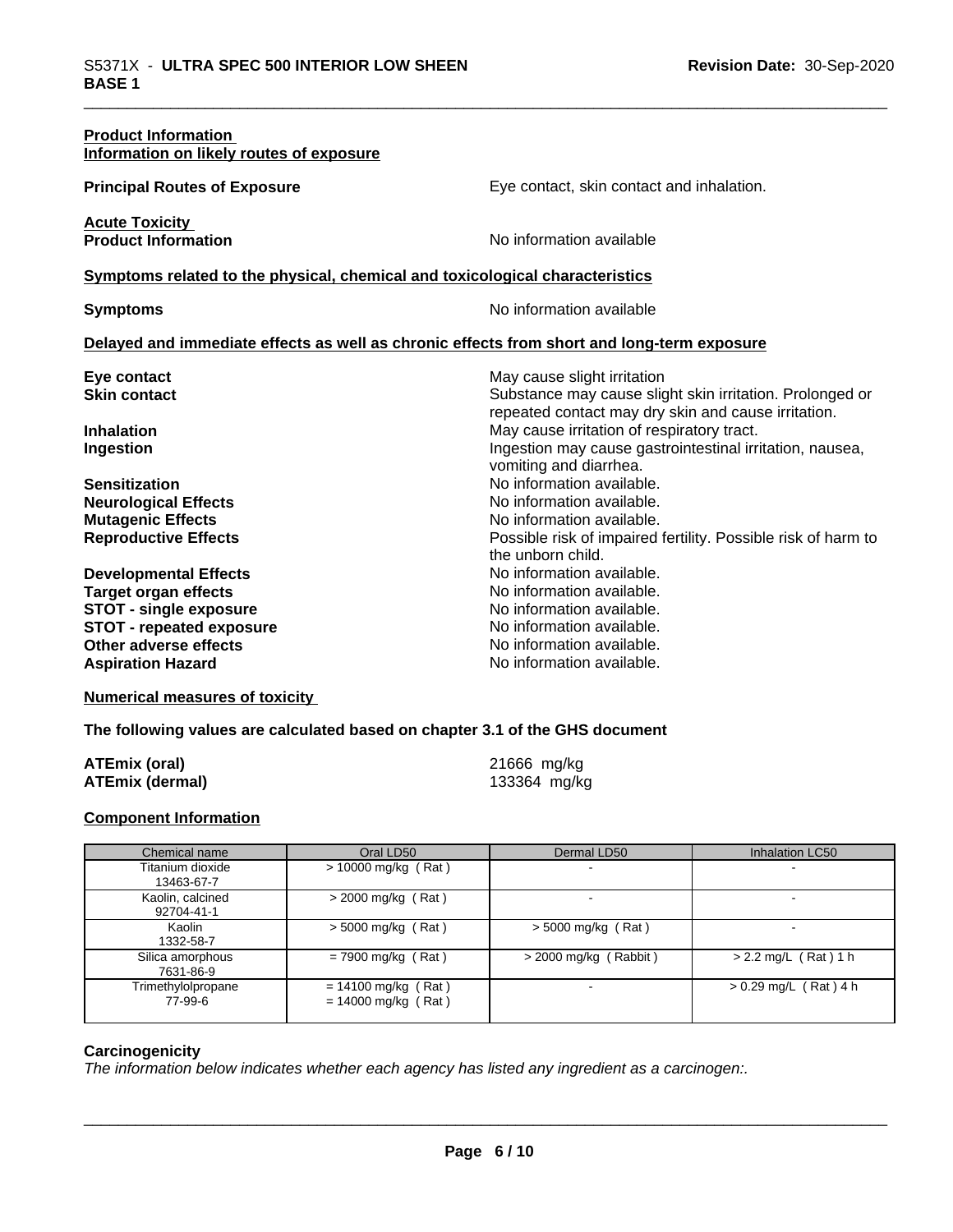**Product Information**

**Information on likely routes of exposure**

**Principal Routes of Exposure** Eye contact, skin contact and inhalation.

**Acute Toxicity**

**Product Information** No information available

**Symptoms related to the physical, chemical and toxicological characteristics**

**Symptoms** No information available

**Delayed and immediate effects as well as chronic effects from short and long-term exposure**

| | |
|---|---|
| **Eye contact** | May cause slight irritation |
| **Skin contact** | Substance may cause slight skin irritation. Prolonged or repeated contact may dry skin and cause irritation. |
| **Inhalation** | May cause irritation of respiratory tract. |
| **Ingestion** | Ingestion may cause gastrointestinal irritation, nausea, vomiting and diarrhea. |
| **Sensitization** | No information available. |
| **Neurological Effects** | No information available. |
| **Mutagenic Effects** | No information available. |
| **Reproductive Effects** | Possible risk of impaired fertility. Possible risk of harm to the unborn child. |
| **Developmental Effects** | No information available. |
| **Target organ effects** | No information available. |
| **STOT - single exposure** | No information available. |
| **STOT - repeated exposure** | No information available. |
| **Other adverse effects** | No information available. |
| **Aspiration Hazard** | No information available. |

**Numerical measures of toxicity**

**The following values are calculated based on chapter 3.1 of the GHS document**

**ATEmix (oral)** 21666 mg/kg

**ATEmix (dermal)** 133364 mg/kg

**Component Information**

| Chemical name | Oral LD50 | Dermal LD50 | Inhalation LC50 |
|---|---|---|---|
| Titanium dioxide<br>13463-67-7 | > 10000 mg/kg ( Rat ) | - | - |
| Kaolin, calcined<br>92704-41-1 | > 2000 mg/kg ( Rat ) | - | - |
| Kaolin<br>1332-58-7 | > 5000 mg/kg ( Rat ) | > 5000 mg/kg ( Rat ) | - |
| Silica amorphous<br>7631-86-9 | = 7900 mg/kg ( Rat ) | > 2000 mg/kg ( Rabbit ) | > 2.2 mg/L ( Rat ) 1 h |
| Trimethylolpropane<br>77-99-6 | = 14100 mg/kg ( Rat )<br>= 14000 mg/kg ( Rat ) | - | > 0.29 mg/L ( Rat ) 4 h |

**Carcinogenicity**

*The information below indicates whether each agency has listed any ingredient as a carcinogen:.*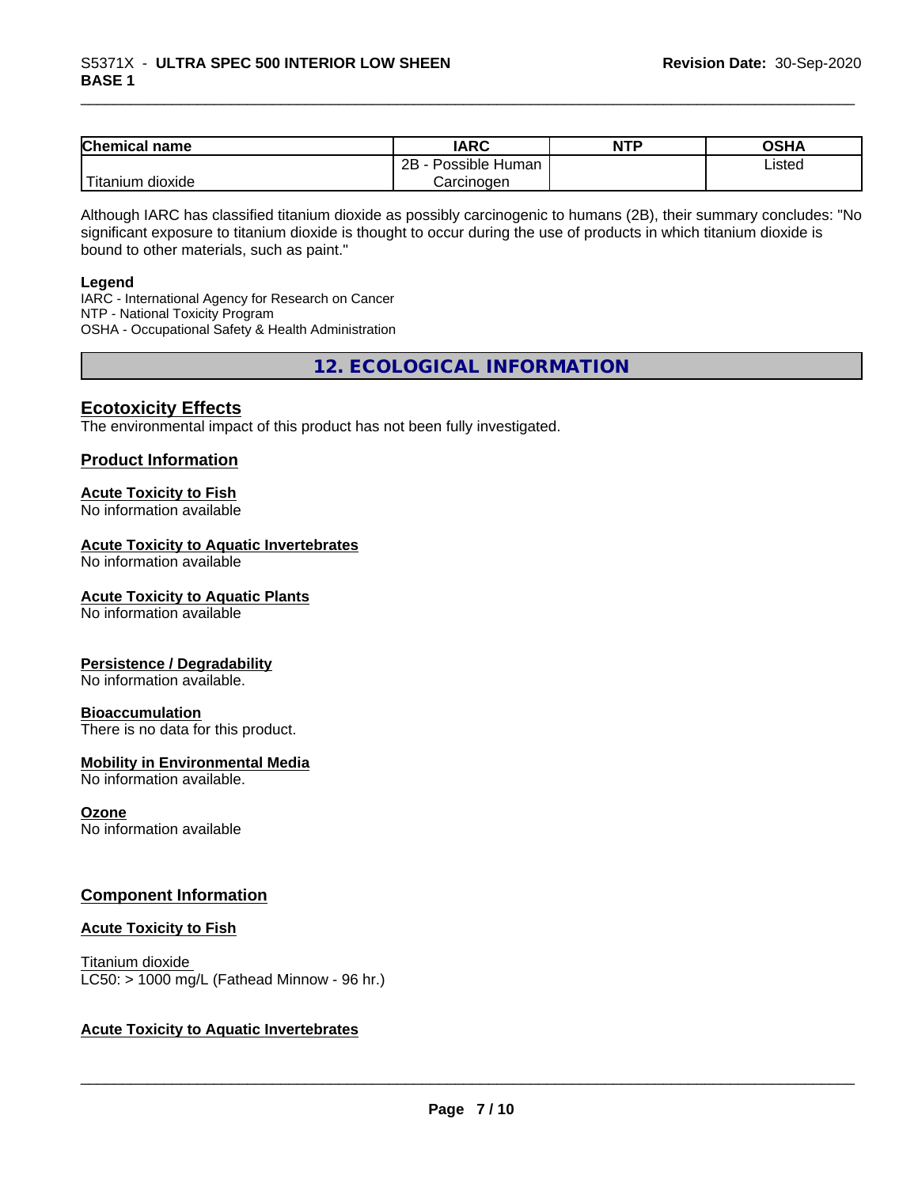| Chemical name | IARC | NTP | OSHA |
| --- | --- | --- | --- |
| Titanium dioxide | 2B - Possible Human Carcinogen | | Listed |

Although IARC has classified titanium dioxide as possibly carcinogenic to humans (2B), their summary concludes: "No significant exposure to titanium dioxide is thought to occur during the use of products in which titanium dioxide is bound to other materials, such as paint."

**Legend**
IARC - International Agency for Research on Cancer
NTP - National Toxicity Program
OSHA - Occupational Safety & Health Administration

## 12. ECOLOGICAL INFORMATION

### Ecotoxicity Effects

The environmental impact of this product has not been fully investigated.

### Product Information

**Acute Toxicity to Fish**
No information available

**Acute Toxicity to Aquatic Invertebrates**
No information available

**Acute Toxicity to Aquatic Plants**
No information available

**Persistence / Degradability**
No information available.

**Bioaccumulation**
There is no data for this product.

**Mobility in Environmental Media**
No information available.

**Ozone**
No information available

### Component Information

**Acute Toxicity to Fish**

Titanium dioxide
LC50: > 1000 mg/L (Fathead Minnow - 96 hr.)

**Acute Toxicity to Aquatic Invertebrates**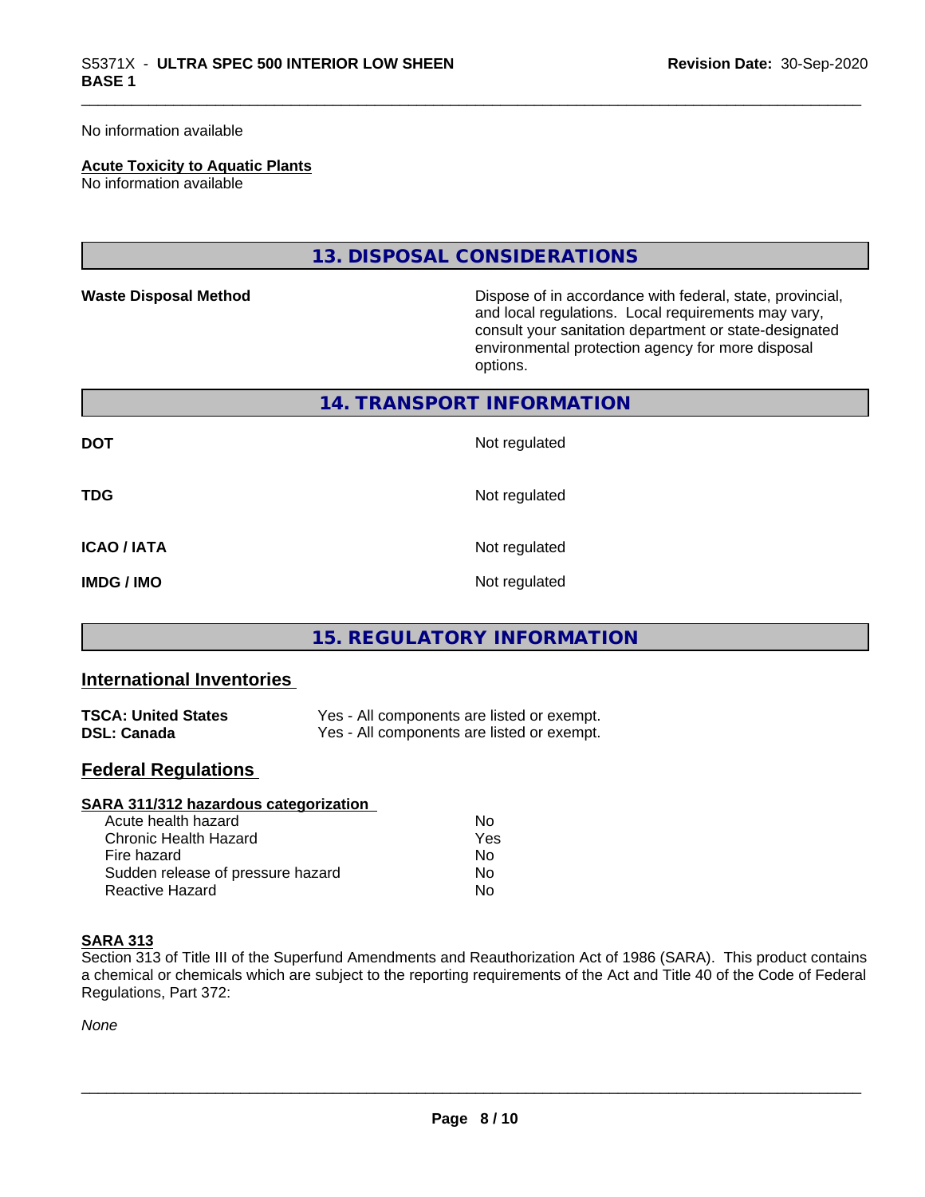No information available

**Acute Toxicity to Aquatic Plants**
No information available

## 13. DISPOSAL CONSIDERATIONS

| | |
|---|---|
| **Waste Disposal Method** | Dispose of in accordance with federal, state, provincial, and local regulations. Local requirements may vary, consult your sanitation department or state-designated environmental protection agency for more disposal options. |

## 14. TRANSPORT INFORMATION

| | |
|---|---|
| **DOT** | Not regulated |
| **TDG** | Not regulated |
| **ICAO / IATA** | Not regulated |
| **IMDG / IMO** | Not regulated |

## 15. REGULATORY INFORMATION

### International Inventories

| | |
|---|---|
| **TSCA: United States** | Yes - All components are listed or exempt. |
| **DSL: Canada** | Yes - All components are listed or exempt. |

### Federal Regulations

**SARA 311/312 hazardous categorization**

| | |
|---|---|
| Acute health hazard | No |
| Chronic Health Hazard | Yes |
| Fire hazard | No |
| Sudden release of pressure hazard | No |
| Reactive Hazard | No |

**SARA 313**
Section 313 of Title III of the Superfund Amendments and Reauthorization Act of 1986 (SARA). This product contains a chemical or chemicals which are subject to the reporting requirements of the Act and Title 40 of the Code of Federal Regulations, Part 372:

*None*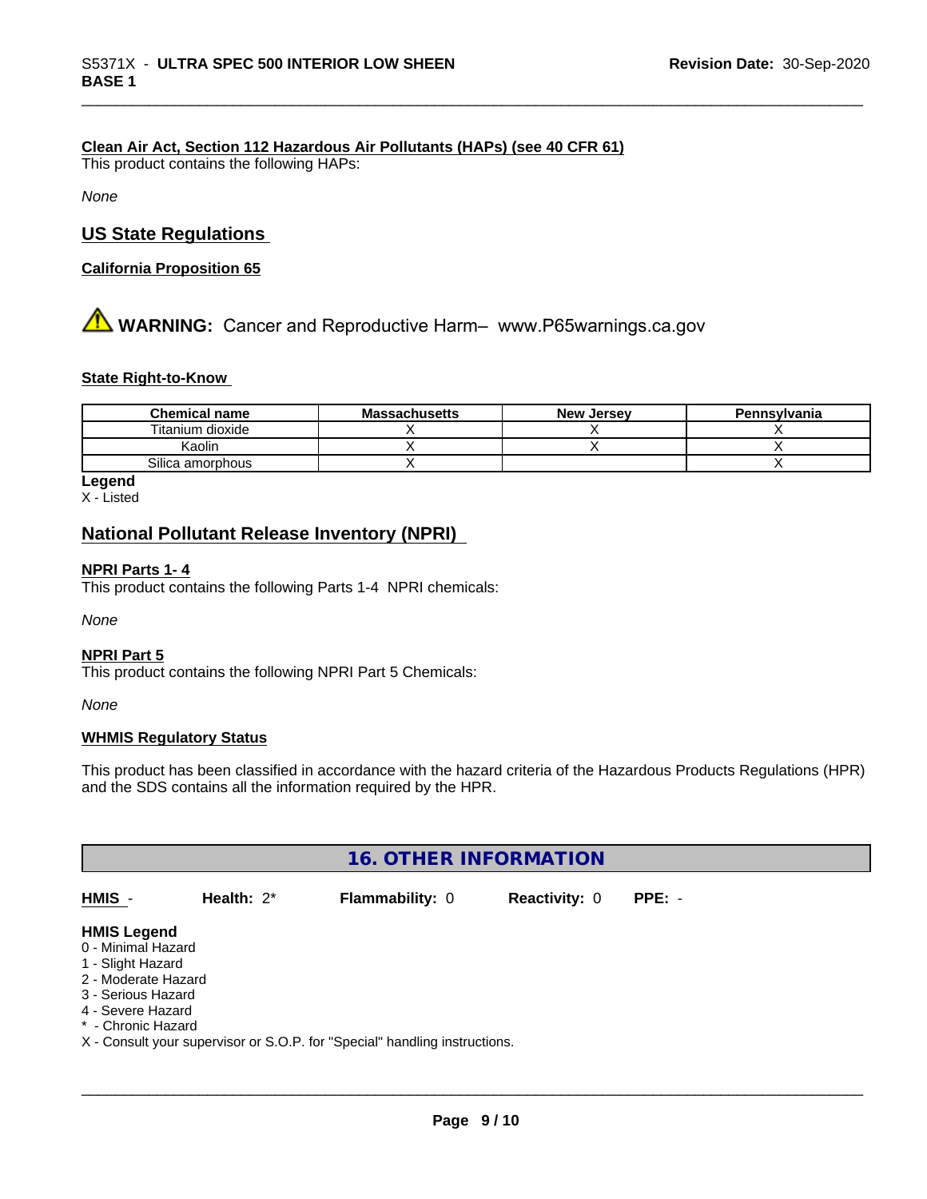#### Clean Air Act, Section 112 Hazardous Air Pollutants (HAPs) (see 40 CFR 61)

This product contains the following HAPs:

*None*

## US State Regulations

#### California Proposition 65

⚠ **WARNING:** Cancer and Reproductive Harm– www.P65warnings.ca.gov

#### State Right-to-Know

| Chemical name | Massachusetts | New Jersey | Pennsylvania |
|---|---|---|---|
| Titanium dioxide | X | X | X |
| Kaolin | X | X | X |
| Silica amorphous | X | | X |

**Legend**

X - Listed

## National Pollutant Release Inventory (NPRI)

#### NPRI Parts 1- 4

This product contains the following Parts 1-4 NPRI chemicals:

*None*

#### NPRI Part 5

This product contains the following NPRI Part 5 Chemicals:

*None*

#### WHMIS Regulatory Status

This product has been classified in accordance with the hazard criteria of the Hazardous Products Regulations (HPR) and the SDS contains all the information required by the HPR.

## 16. OTHER INFORMATION

**HMIS** - **Health:** 2* **Flammability:** 0 **Reactivity:** 0 **PPE:** -

**HMIS Legend**

0 - Minimal Hazard
1 - Slight Hazard
2 - Moderate Hazard
3 - Serious Hazard
4 - Severe Hazard
* - Chronic Hazard
X - Consult your supervisor or S.O.P. for "Special" handling instructions.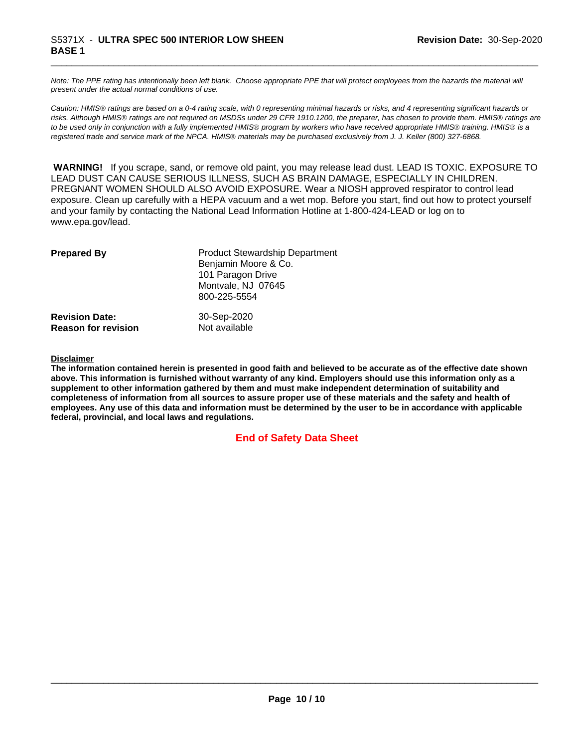*Note: The PPE rating has intentionally been left blank. Choose appropriate PPE that will protect employees from the hazards the material will present under the actual normal conditions of use.*

*Caution: HMIS® ratings are based on a 0-4 rating scale, with 0 representing minimal hazards or risks, and 4 representing significant hazards or risks. Although HMIS® ratings are not required on MSDSs under 29 CFR 1910.1200, the preparer, has chosen to provide them. HMIS® ratings are to be used only in conjunction with a fully implemented HMIS® program by workers who have received appropriate HMIS® training. HMIS® is a registered trade and service mark of the NPCA. HMIS® materials may be purchased exclusively from J. J. Keller (800) 327-6868.*

**WARNING!** If you scrape, sand, or remove old paint, you may release lead dust. LEAD IS TOXIC. EXPOSURE TO LEAD DUST CAN CAUSE SERIOUS ILLNESS, SUCH AS BRAIN DAMAGE, ESPECIALLY IN CHILDREN. PREGNANT WOMEN SHOULD ALSO AVOID EXPOSURE. Wear a NIOSH approved respirator to control lead exposure. Clean up carefully with a HEPA vacuum and a wet mop. Before you start, find out how to protect yourself and your family by contacting the National Lead Information Hotline at 1-800-424-LEAD or log on to www.epa.gov/lead.

| | |
|---|---|
| **Prepared By** | Product Stewardship Department<br>Benjamin Moore & Co.<br>101 Paragon Drive<br>Montvale, NJ 07645<br>800-225-5554 |
| **Revision Date:** | 30-Sep-2020 |
| **Reason for revision** | Not available |

**Disclaimer**

**The information contained herein is presented in good faith and believed to be accurate as of the effective date shown above. This information is furnished without warranty of any kind. Employers should use this information only as a supplement to other information gathered by them and must make independent determination of suitability and completeness of information from all sources to assure proper use of these materials and the safety and health of employees. Any use of this data and information must be determined by the user to be in accordance with applicable federal, provincial, and local laws and regulations.**

**End of Safety Data Sheet**